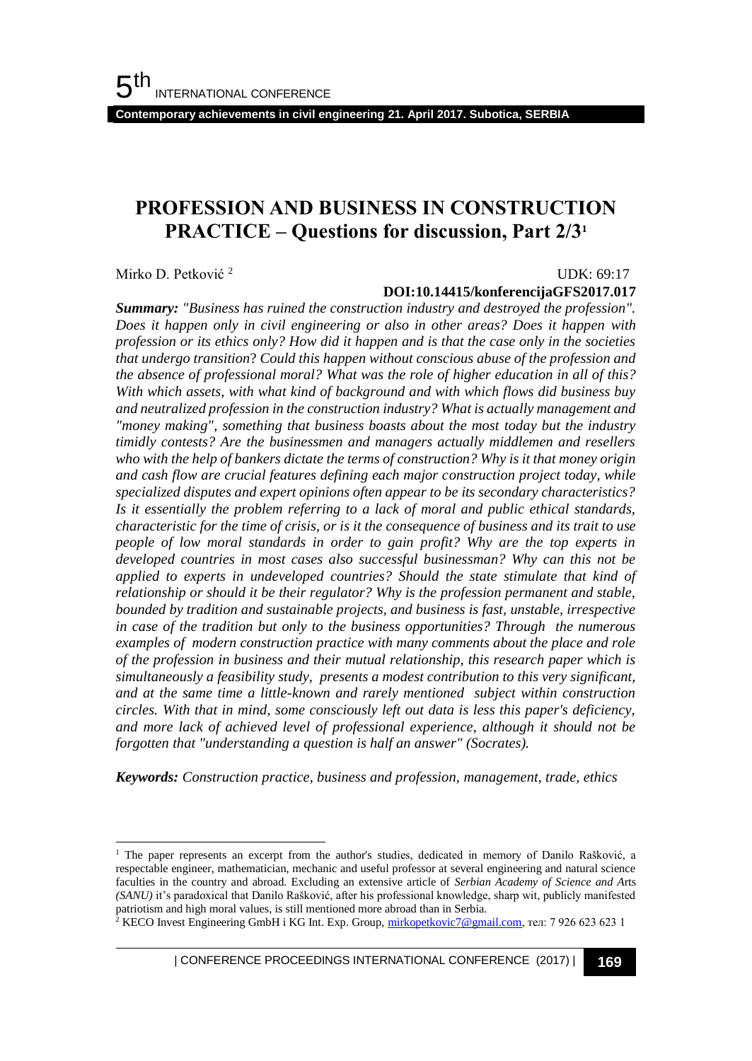# PROFESSION AND BUSINESS IN CONSTRUCTION PRACTICE – Questions for discussion, Part 2/3[1]

Mirko D. Petković [2]

UDK: 69:17

**DOI:10.14415/konferencijaGFS2017.017**

***Summary:*** *"Business has ruined the construction industry and destroyed the profession". Does it happen only in civil engineering or also in other areas? Does it happen with profession or its ethics only? How did it happen and is that the case only in the societies that undergo transition? Could this happen without conscious abuse of the profession and the absence of professional moral? What was the role of higher education in all of this? With which assets, with what kind of background and with which flows did business buy and neutralized profession in the construction industry? What is actually management and "money making", something that business boasts about the most today but the industry timidly contests? Are the businessmen and managers actually middlemen and resellers who with the help of bankers dictate the terms of construction? Why is it that money origin and cash flow are crucial features defining each major construction project today, while specialized disputes and expert opinions often appear to be its secondary characteristics? Is it essentially the problem referring to a lack of moral and public ethical standards, characteristic for the time of crisis, or is it the consequence of business and its trait to use people of low moral standards in order to gain profit? Why are the top experts in developed countries in most cases also successful businessman? Why can this not be applied to experts in undeveloped countries? Should the state stimulate that kind of relationship or should it be their regulator? Why is the profession permanent and stable, bounded by tradition and sustainable projects, and business is fast, unstable, irrespective in case of the tradition but only to the business opportunities? Through the numerous examples of modern construction practice with many comments about the place and role of the profession in business and their mutual relationship, this research paper which is simultaneously a feasibility study, presents a modest contribution to this very significant, and at the same time a little-known and rarely mentioned subject within construction circles. With that in mind, some consciously left out data is less this paper's deficiency, and more lack of achieved level of professional experience, although it should not be forgotten that "understanding a question is half an answer" (Socrates).*

***Keywords:*** *Construction practice, business and profession, management, trade, ethics*

---

[1] The paper represents an excerpt from the author's studies, dedicated in memory of Danilo Rašković, a respectable engineer, mathematician, mechanic and useful professor at several engineering and natural science faculties in the country and abroad. Excluding an extensive article of *Serbian Academy of Science and Arts (SANU)* it's paradoxical that Danilo Rašković, after his professional knowledge, sharp wit, publicly manifested patriotism and high moral values, is still mentioned more abroad than in Serbia.

[2] KECO Invest Engineering GmbH i KG Int. Exp. Group, mirkopetkovic7@gmail.com, тел: 7 926 623 623 1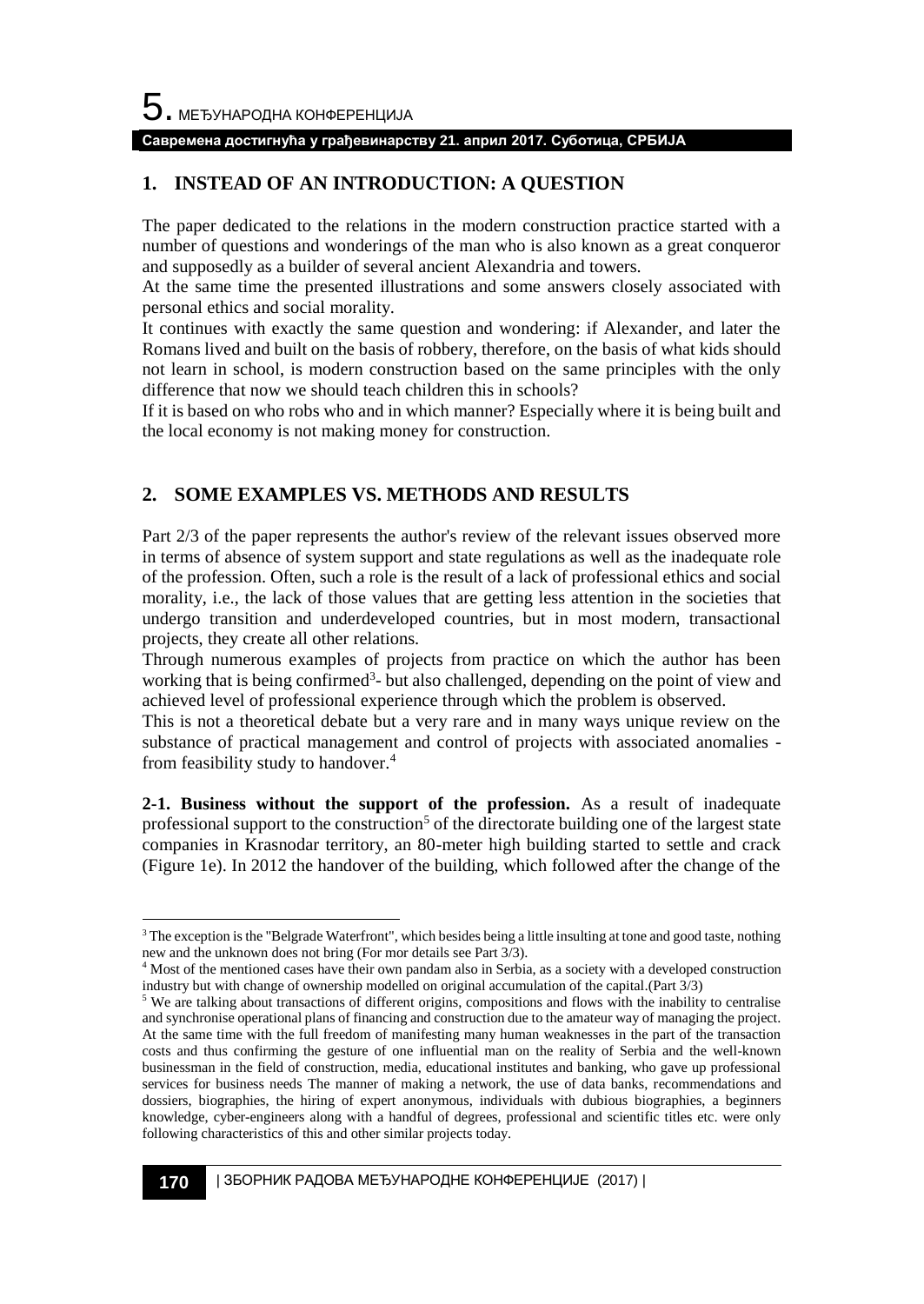## 1. INSTEAD OF AN INTRODUCTION: A QUESTION

The paper dedicated to the relations in the modern construction practice started with a number of questions and wonderings of the man who is also known as a great conqueror and supposedly as a builder of several ancient Alexandria and towers.

At the same time the presented illustrations and some answers closely associated with personal ethics and social morality.

It continues with exactly the same question and wondering: if Alexander, and later the Romans lived and built on the basis of robbery, therefore, on the basis of what kids should not learn in school, is modern construction based on the same principles with the only difference that now we should teach children this in schools?

If it is based on who robs who and in which manner? Especially where it is being built and the local economy is not making money for construction.

## 2. SOME EXAMPLES VS. METHODS AND RESULTS

Part 2/3 of the paper represents the author's review of the relevant issues observed more in terms of absence of system support and state regulations as well as the inadequate role of the profession. Often, such a role is the result of a lack of professional ethics and social morality, i.e., the lack of those values that are getting less attention in the societies that undergo transition and underdeveloped countries, but in most modern, transactional projects, they create all other relations.

Through numerous examples of projects from practice on which the author has been working that is being confirmed[3]- but also challenged, depending on the point of view and achieved level of professional experience through which the problem is observed.

This is not a theoretical debate but a very rare and in many ways unique review on the substance of practical management and control of projects with associated anomalies - from feasibility study to handover.[4]

**2-1. Business without the support of the profession.** As a result of inadequate professional support to the construction[5] of the directorate building one of the largest state companies in Krasnodar territory, an 80-meter high building started to settle and crack (Figure 1e). In 2012 the handover of the building, which followed after the change of the

---

[3] The exception is the "Belgrade Waterfront", which besides being a little insulting at tone and good taste, nothing new and the unknown does not bring (For mor details see Part 3/3).

[4] Most of the mentioned cases have their own pandam also in Serbia, as a society with a developed construction industry but with change of ownership modelled on original accumulation of the capital.(Part 3/3)

[5] We are talking about transactions of different origins, compositions and flows with the inability to centralise and synchronise operational plans of financing and construction due to the amateur way of managing the project. At the same time with the full freedom of manifesting many human weaknesses in the part of the transaction costs and thus confirming the gesture of one influential man on the reality of Serbia and the well-known businessman in the field of construction, media, educational institutes and banking, who gave up professional services for business needs The manner of making a network, the use of data banks, recommendations and dossiers, biographies, the hiring of expert anonymous, individuals with dubious biographies, a beginners knowledge, cyber-engineers along with a handful of degrees, professional and scientific titles etc. were only following characteristics of this and other similar projects today.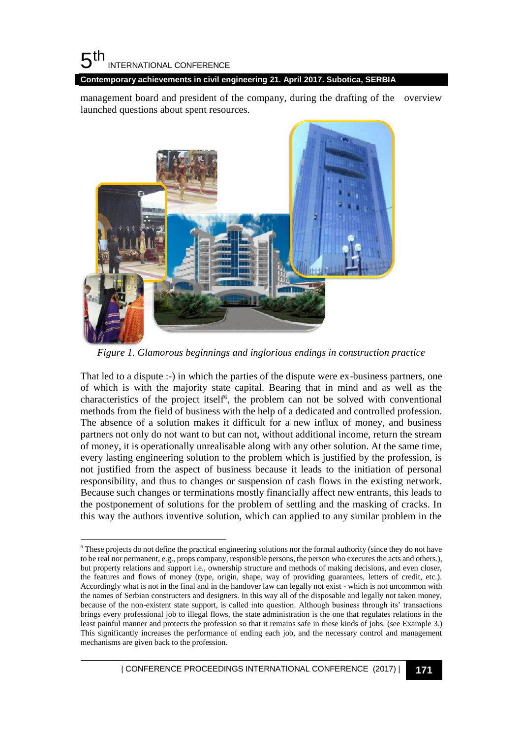management board and president of the company, during the drafting of the overview launched questions about spent resources.

*Figure 1. Glamorous beginnings and inglorious endings in construction practice*

That led to a dispute :-) in which the parties of the dispute were ex-business partners, one of which is with the majority state capital. Bearing that in mind and as well as the characteristics of the project itself[6], the problem can not be solved with conventional methods from the field of business with the help of a dedicated and controlled profession. The absence of a solution makes it difficult for a new influx of money, and business partners not only do not want to but can not, without additional income, return the stream of money, it is operationally unrealisable along with any other solution. At the same time, every lasting engineering solution to the problem which is justified by the profession, is not justified from the aspect of business because it leads to the initiation of personal responsibility, and thus to changes or suspension of cash flows in the existing network. Because such changes or terminations mostly financially affect new entrants, this leads to the postponement of solutions for the problem of settling and the masking of cracks. In this way the authors inventive solution, which can applied to any similar problem in the

[6] These projects do not define the practical engineering solutions nor the formal authority (since they do not have to be real nor permanent, e.g., props company, responsible persons, the person who executes the acts and others.), but property relations and support i.e., ownership structure and methods of making decisions, and even closer, the features and flows of money (type, origin, shape, way of providing guarantees, letters of credit, etc.). Accordingly what is not in the final and in the handover law can legally not exist - which is not uncommon with the names of Serbian constructers and designers. In this way all of the disposable and legally not taken money, because of the non-existent state support, is called into question. Although business through its' transactions brings every professional job to illegal flows, the state administration is the one that regulates relations in the least painful manner and protects the profession so that it remains safe in these kinds of jobs. (see Example 3.) This significantly increases the performance of ending each job, and the necessary control and management mechanisms are given back to the profession.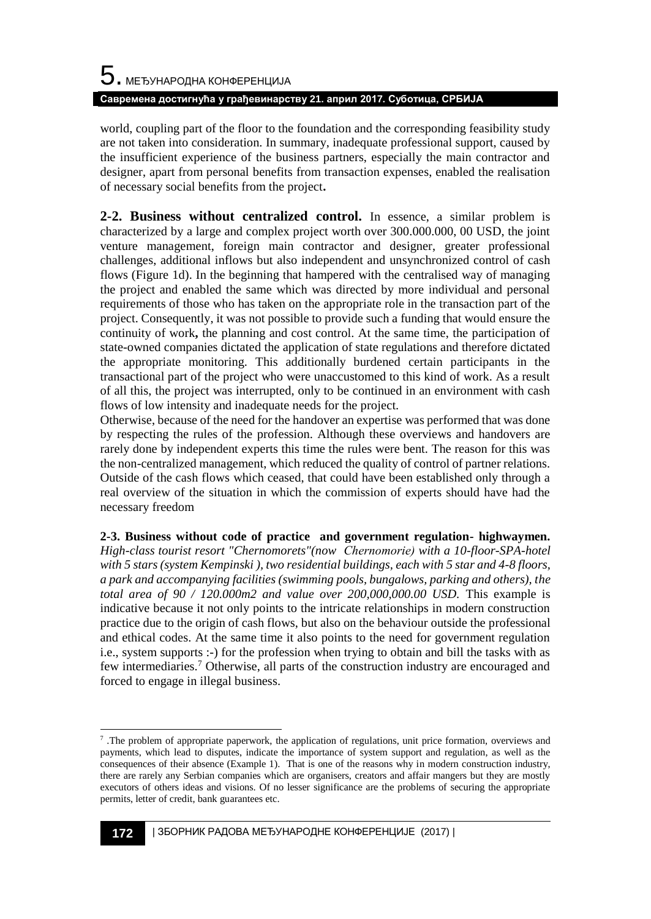world, coupling part of the floor to the foundation and the corresponding feasibility study are not taken into consideration. In summary, inadequate professional support, caused by the insufficient experience of the business partners, especially the main contractor and designer, apart from personal benefits from transaction expenses, enabled the realisation of necessary social benefits from the project**.**

**2-2. Business without centralized control.** In essence, a similar problem is characterized by a large and complex project worth over 300.000.000, 00 USD, the joint venture management, foreign main contractor and designer, greater professional challenges, additional inflows but also independent and unsynchronized control of cash flows (Figure 1d). In the beginning that hampered with the centralised way of managing the project and enabled the same which was directed by more individual and personal requirements of those who has taken on the appropriate role in the transaction part of the project. Consequently, it was not possible to provide such a funding that would ensure the continuity of work**,** the planning and cost control. At the same time, the participation of state-owned companies dictated the application of state regulations and therefore dictated the appropriate monitoring. This additionally burdened certain participants in the transactional part of the project who were unaccustomed to this kind of work. As a result of all this, the project was interrupted, only to be continued in an environment with cash flows of low intensity and inadequate needs for the project.

Otherwise, because of the need for the handover an expertise was performed that was done by respecting the rules of the profession. Although these overviews and handovers are rarely done by independent experts this time the rules were bent. The reason for this was the non-centralized management, which reduced the quality of control of partner relations. Outside of the cash flows which ceased, that could have been established only through a real overview of the situation in which the commission of experts should have had the necessary freedom

**2-3. Business without code of practice and government regulation- highwaymen.** *High-class tourist resort "Chernomorets"(now Chernomorie) with a 10-floor-SPA-hotel with 5 stars (system Kempinski ), two residential buildings, each with 5 star and 4-8 floors, a park and accompanying facilities (swimming pools, bungalows, parking and others), the total area of 90 / 120.000m2 and value over 200,000,000.00 USD.* This example is indicative because it not only points to the intricate relationships in modern construction practice due to the origin of cash flows, but also on the behaviour outside the professional and ethical codes. At the same time it also points to the need for government regulation i.e., system supports :-) for the profession when trying to obtain and bill the tasks with as few intermediaries.[7] Otherwise, all parts of the construction industry are encouraged and forced to engage in illegal business.

---

[7] .The problem of appropriate paperwork, the application of regulations, unit price formation, overviews and payments, which lead to disputes, indicate the importance of system support and regulation, as well as the consequences of their absence (Example 1). That is one of the reasons why in modern construction industry, there are rarely any Serbian companies which are organisers, creators and affair mangers but they are mostly executors of others ideas and visions. Of no lesser significance are the problems of securing the appropriate permits, letter of credit, bank guarantees etc.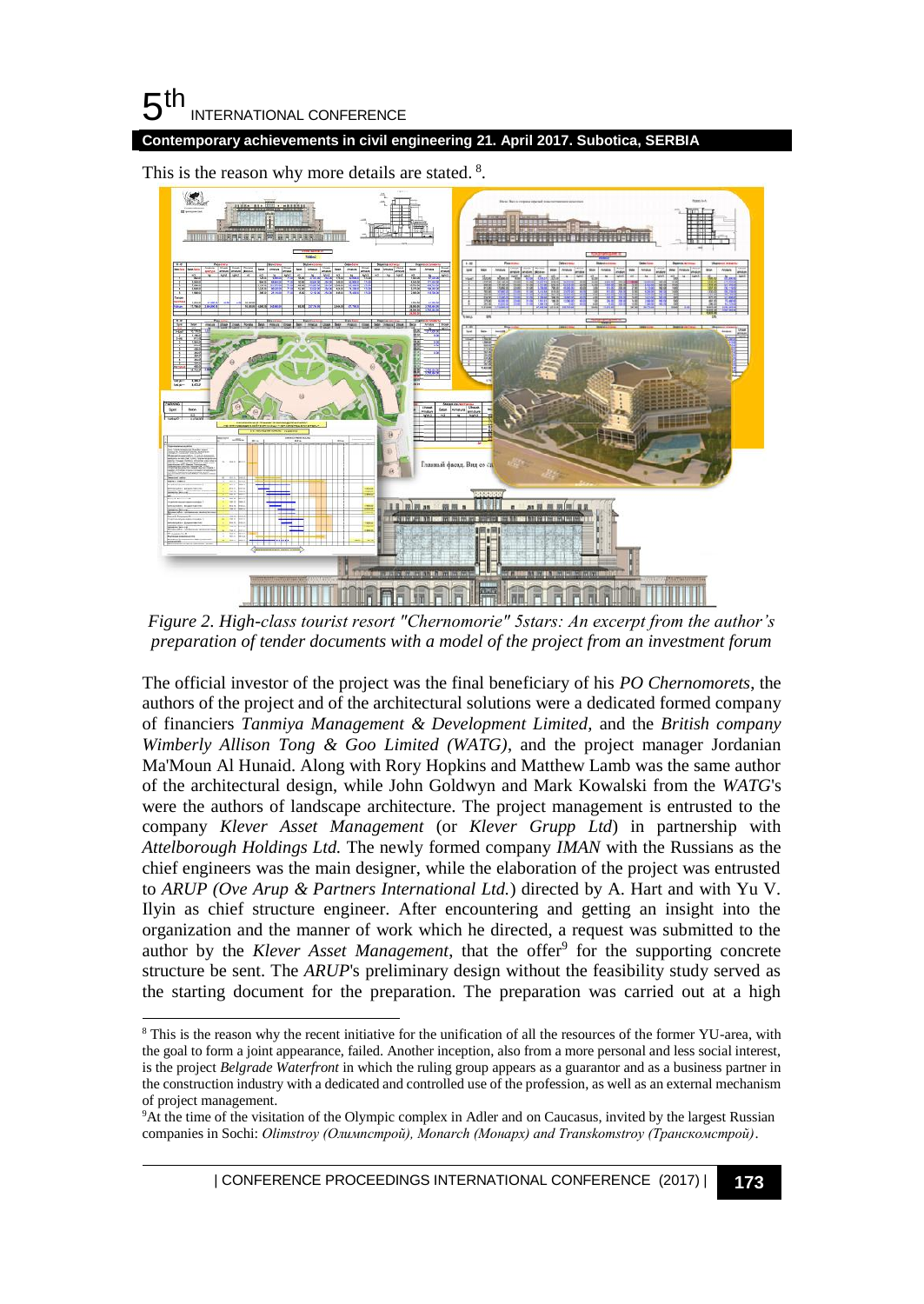This is the reason why more details are stated. [8].

*Figure 2. High-class tourist resort "Chernomorie" 5stars: An excerpt from the author's preparation of tender documents with a model of the project from an investment forum*

The official investor of the project was the final beneficiary of his *PO Chernomorets*, the authors of the project and of the architectural solutions were a dedicated formed company of financiers *Tanmiya Management & Development Limited,* and the *British company Wimberly Allison Tong & Goo Limited (WATG),* and the project manager Jordanian Ma'Moun Al Hunaid. Along with Rory Hopkins and Matthew Lamb was the same author of the architectural design, while John Goldwyn and Mark Kowalski from the *WATG*'s were the authors of landscape architecture. The project management is entrusted to the company *Klever Asset Management* (or *Klever Grupp Ltd*) in partnership with *Attelborough Holdings Ltd.* The newly formed company *IMAN* with the Russians as the chief engineers was the main designer, while the elaboration of the project was entrusted to *ARUP (Ove Arup & Partners International Ltd.*) directed by A. Hart and with Yu V. Ilyin as chief structure engineer. After encountering and getting an insight into the organization and the manner of work which he directed, a request was submitted to the author by the *Klever Asset Management*, that the offer[9] for the supporting concrete structure be sent. The *ARUP*'s preliminary design without the feasibility study served as the starting document for the preparation. The preparation was carried out at a high

[8] This is the reason why the recent initiative for the unification of all the resources of the former YU-area, with the goal to form a joint appearance, failed. Another inception, also from a more personal and less social interest, is the project *Belgrade Waterfront* in which the ruling group appears as a guarantor and as a business partner in the construction industry with a dedicated and controlled use of the profession, as well as an external mechanism of project management.

[9] At the time of the visitation of the Olympic complex in Adler and on Caucasus, invited by the largest Russian companies in Sochi: *Olimstroy (Олимпстрой), Monarch (Монарх) and Transkomstroy (Транскомстрой)*.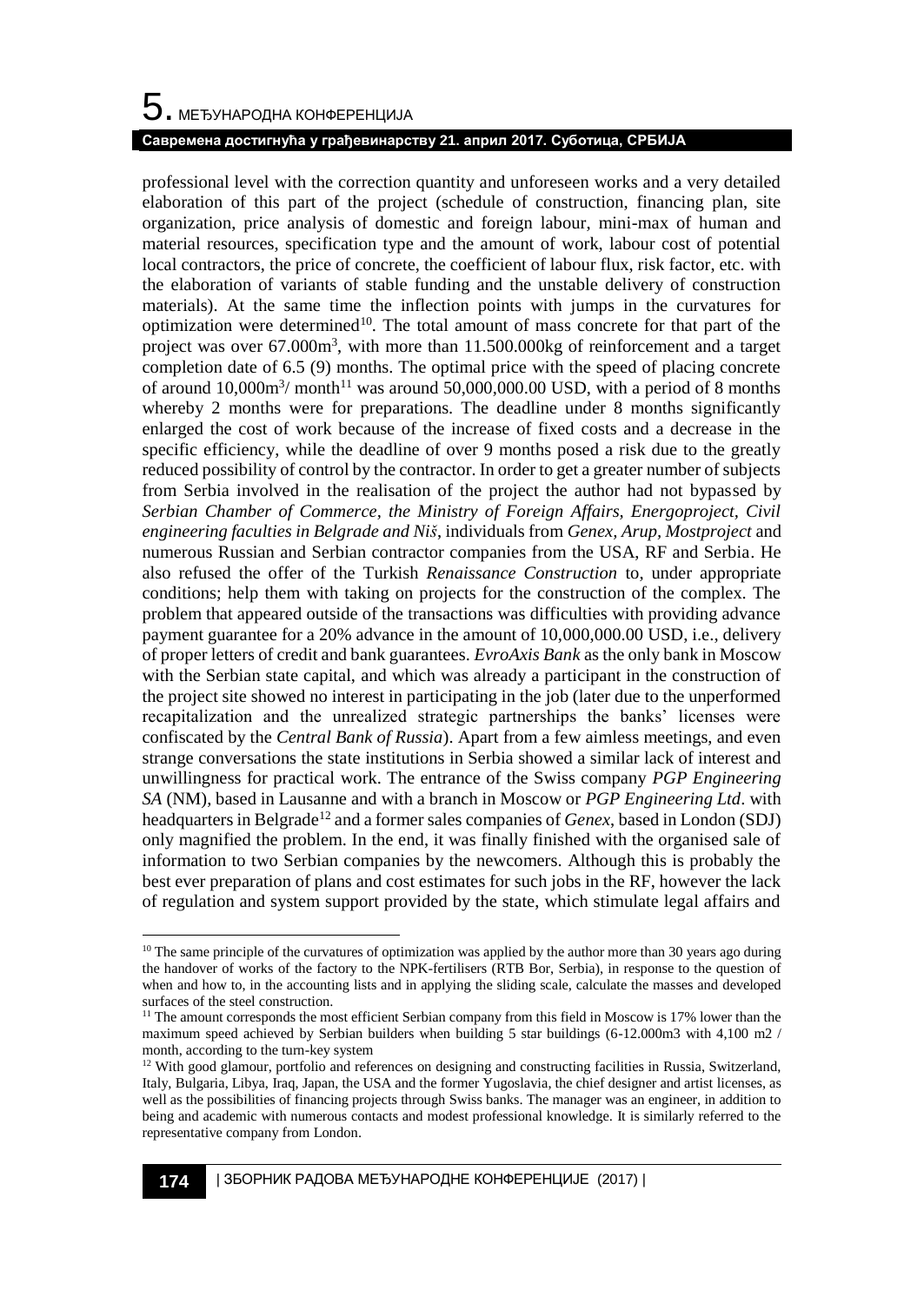professional level with the correction quantity and unforeseen works and a very detailed elaboration of this part of the project (schedule of construction, financing plan, site organization, price analysis of domestic and foreign labour, mini-max of human and material resources, specification type and the amount of work, labour cost of potential local contractors, the price of concrete, the coefficient of labour flux, risk factor, etc. with the elaboration of variants of stable funding and the unstable delivery of construction materials). At the same time the inflection points with jumps in the curvatures for optimization were determined[10]. The total amount of mass concrete for that part of the project was over 67.000m$^3$, with more than 11.500.000kg of reinforcement and a target completion date of 6.5 (9) months. The optimal price with the speed of placing concrete of around 10,000m$^3$/ month[11] was around 50,000,000.00 USD, with a period of 8 months whereby 2 months were for preparations. The deadline under 8 months significantly enlarged the cost of work because of the increase of fixed costs and a decrease in the specific efficiency, while the deadline of over 9 months posed a risk due to the greatly reduced possibility of control by the contractor. In order to get a greater number of subjects from Serbia involved in the realisation of the project the author had not bypassed by *Serbian Chamber of Commerce, the Ministry of Foreign Affairs, Energoproject, Civil engineering faculties in Belgrade and Niš*, individuals from *Genex, Arup, Mostproject* and numerous Russian and Serbian contractor companies from the USA, RF and Serbia. He also refused the offer of the Turkish *Renaissance Construction* to, under appropriate conditions; help them with taking on projects for the construction of the complex. The problem that appeared outside of the transactions was difficulties with providing advance payment guarantee for a 20% advance in the amount of 10,000,000.00 USD, i.e., delivery of proper letters of credit and bank guarantees. *EvroAxis Bank* as the only bank in Moscow with the Serbian state capital, and which was already a participant in the construction of the project site showed no interest in participating in the job (later due to the unperformed recapitalization and the unrealized strategic partnerships the banks' licenses were confiscated by the *Central Bank of Russia*). Apart from a few aimless meetings, and even strange conversations the state institutions in Serbia showed a similar lack of interest and unwillingness for practical work. The entrance of the Swiss company *PGP Engineering SA* (NM), based in Lausanne and with a branch in Moscow or *PGP Engineering Ltd*. with headquarters in Belgrade[12] and a former sales companies of *Genex*, based in London (SDJ) only magnified the problem. In the end, it was finally finished with the organised sale of information to two Serbian companies by the newcomers. Although this is probably the best ever preparation of plans and cost estimates for such jobs in the RF, however the lack of regulation and system support provided by the state, which stimulate legal affairs and

---

[10] The same principle of the curvatures of optimization was applied by the author more than 30 years ago during the handover of works of the factory to the NPK-fertilisers (RTB Bor, Serbia), in response to the question of when and how to, in the accounting lists and in applying the sliding scale, calculate the masses and developed surfaces of the steel construction.

[11] The amount corresponds the most efficient Serbian company from this field in Moscow is 17% lower than the maximum speed achieved by Serbian builders when building 5 star buildings (6-12.000m3 with 4,100 m2 / month, according to the turn-key system

[12] With good glamour, portfolio and references on designing and constructing facilities in Russia, Switzerland, Italy, Bulgaria, Libya, Iraq, Japan, the USA and the former Yugoslavia, the chief designer and artist licenses, as well as the possibilities of financing projects through Swiss banks. The manager was an engineer, in addition to being and academic with numerous contacts and modest professional knowledge. It is similarly referred to the representative company from London.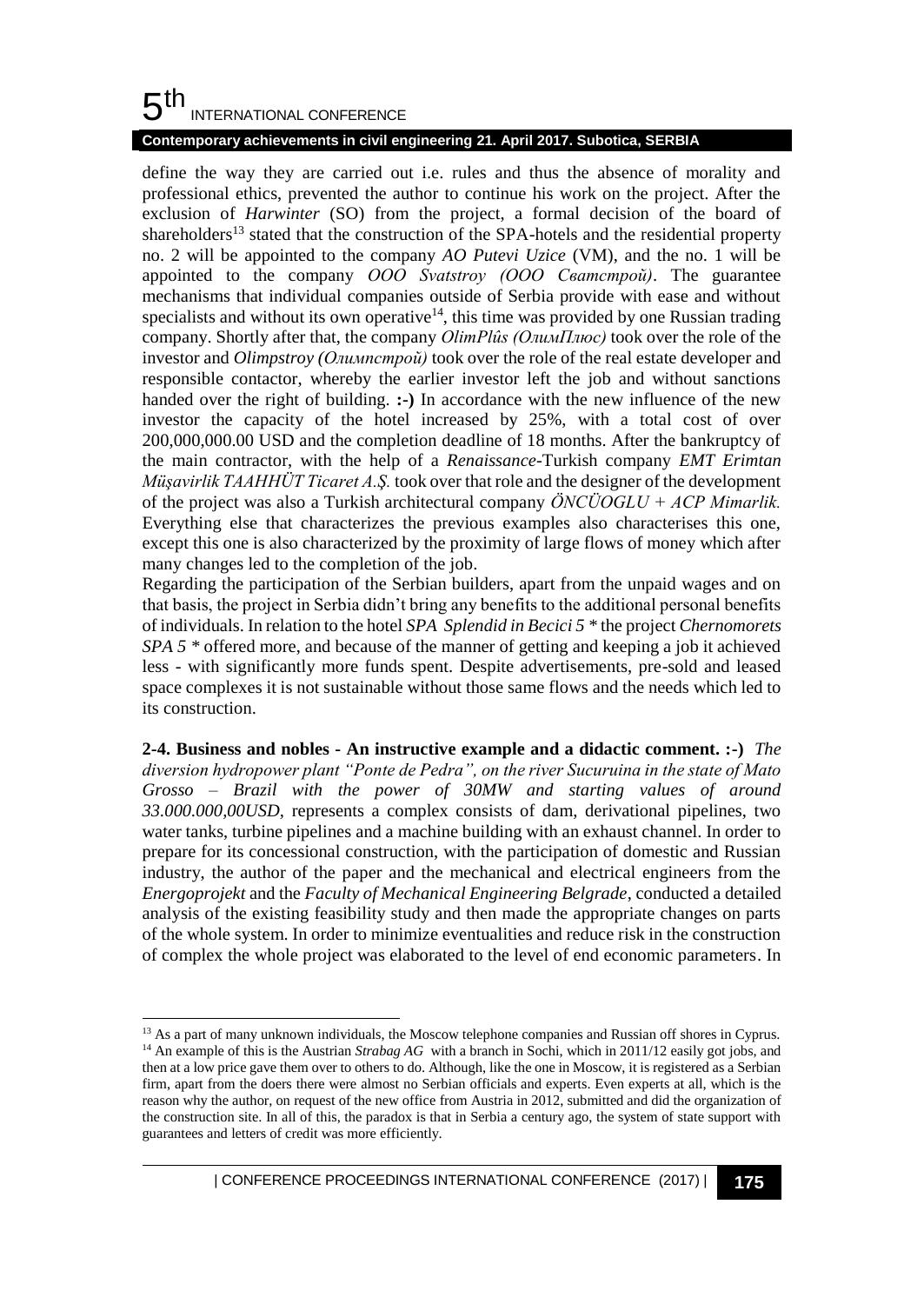define the way they are carried out i.e. rules and thus the absence of morality and professional ethics, prevented the author to continue his work on the project. After the exclusion of *Harwinter* (SO) from the project, a formal decision of the board of shareholders[13] stated that the construction of the SPA-hotels and the residential property no. 2 will be appointed to the company *AO Putevi Uzice* (VM), and the no. 1 will be appointed to the company *OOO Svatstroy (ООО Сватстрой)*. The guarantee mechanisms that individual companies outside of Serbia provide with ease and without specialists and without its own operative[14], this time was provided by one Russian trading company. Shortly after that, the company *OlimPlûs (ОлимПлюс)* took over the role of the investor and *Olimpstroy (Олимпстрой)* took over the role of the real estate developer and responsible contactor, whereby the earlier investor left the job and without sanctions handed over the right of building. **:-)** In accordance with the new influence of the new investor the capacity of the hotel increased by 25%, with a total cost of over 200,000,000.00 USD and the completion deadline of 18 months. After the bankruptcy of the main contractor, with the help of a *Renaissance*-Turkish company *EMT Erimtan Müşavirlik TAAHHÜT Ticaret A.Ş.* took over that role and the designer of the development of the project was also a Turkish architectural company *ÖNCÜOGLU + ACP Mimarlik.* Everything else that characterizes the previous examples also characterises this one, except this one is also characterized by the proximity of large flows of money which after many changes led to the completion of the job.

Regarding the participation of the Serbian builders, apart from the unpaid wages and on that basis, the project in Serbia didn't bring any benefits to the additional personal benefits of individuals. In relation to the hotel *SPA Splendid in Becici 5 \** the project *Chernomorets SPA 5 \** offered more, and because of the manner of getting and keeping a job it achieved less - with significantly more funds spent. Despite advertisements, pre-sold and leased space complexes it is not sustainable without those same flows and the needs which led to its construction.

**2-4. Business and nobles - An instructive example and a didactic comment. :-)** *The diversion hydropower plant "Ponte de Pedra", on the river Sucuruina in the state of Mato Grosso – Brazil with the power of 30MW and starting values of around 33.000.000,00USD*, represents a complex consists of dam, derivational pipelines, two water tanks, turbine pipelines and a machine building with an exhaust channel. In order to prepare for its concessional construction, with the participation of domestic and Russian industry, the author of the paper and the mechanical and electrical engineers from the *Energoprojekt* and the *Faculty of Mechanical Engineering Belgrade*, conducted a detailed analysis of the existing feasibility study and then made the appropriate changes on parts of the whole system. In order to minimize eventualities and reduce risk in the construction of complex the whole project was elaborated to the level of end economic parameters. In

---

[13] As a part of many unknown individuals, the Moscow telephone companies and Russian off shores in Cyprus.

[14] An example of this is the Austrian *Strabag AG* with a branch in Sochi, which in 2011/12 easily got jobs, and then at a low price gave them over to others to do. Although, like the one in Moscow, it is registered as a Serbian firm, apart from the doers there were almost no Serbian officials and experts. Even experts at all, which is the reason why the author, on request of the new office from Austria in 2012, submitted and did the organization of the construction site. In all of this, the paradox is that in Serbia a century ago, the system of state support with guarantees and letters of credit was more efficiently.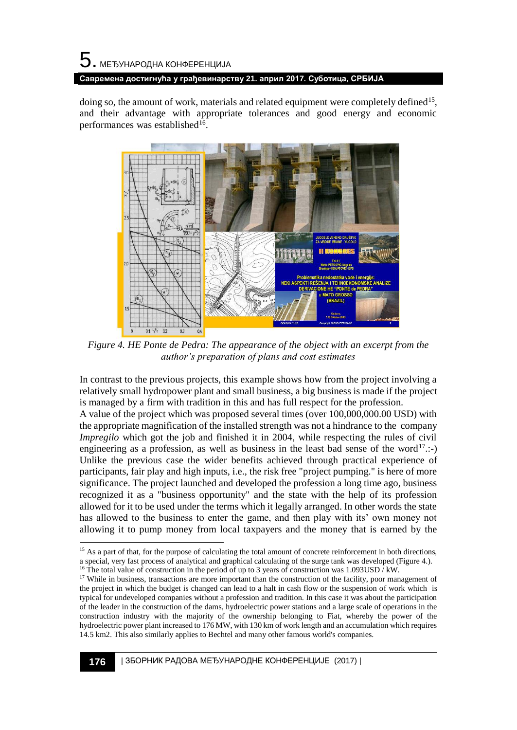doing so, the amount of work, materials and related equipment were completely defined[15], and their advantage with appropriate tolerances and good energy and economic performances was established[16].

*Figure 4. HE Ponte de Pedra: The appearance of the object with an excerpt from the author's preparation of plans and cost estimates*

In contrast to the previous projects, this example shows how from the project involving a relatively small hydropower plant and small business, a big business is made if the project is managed by a firm with tradition in this and has full respect for the profession.

A value of the project which was proposed several times (over 100,000,000.00 USD) with the appropriate magnification of the installed strength was not a hindrance to the company *Impregilo* which got the job and finished it in 2004, while respecting the rules of civil engineering as a profession, as well as business in the least bad sense of the word[17].:-) Unlike the previous case the wider benefits achieved through practical experience of participants, fair play and high inputs, i.e., the risk free "project pumping." is here of more significance. The project launched and developed the profession a long time ago, business recognized it as a "business opportunity" and the state with the help of its profession allowed for it to be used under the terms which it legally arranged. In other words the state has allowed to the business to enter the game, and then play with its' own money not allowing it to pump money from local taxpayers and the money that is earned by the

---

[15] As a part of that, for the purpose of calculating the total amount of concrete reinforcement in both directions, a special, very fast process of analytical and graphical calculating of the surge tank was developed (Figure 4.).

[16] The total value of construction in the period of up to 3 years of construction was 1.093USD / kW.

[17] While in business, transactions are more important than the construction of the facility, poor management of the project in which the budget is changed can lead to a halt in cash flow or the suspension of work which is typical for undeveloped companies without a profession and tradition. In this case it was about the participation of the leader in the construction of the dams, hydroelectric power stations and a large scale of operations in the construction industry with the majority of the ownership belonging to Fiat, whereby the power of the hydroelectric power plant increased to 176 MW, with 130 km of work length and an accumulation which requires 14.5 km2. This also similarly applies to Bechtel and many other famous world's companies.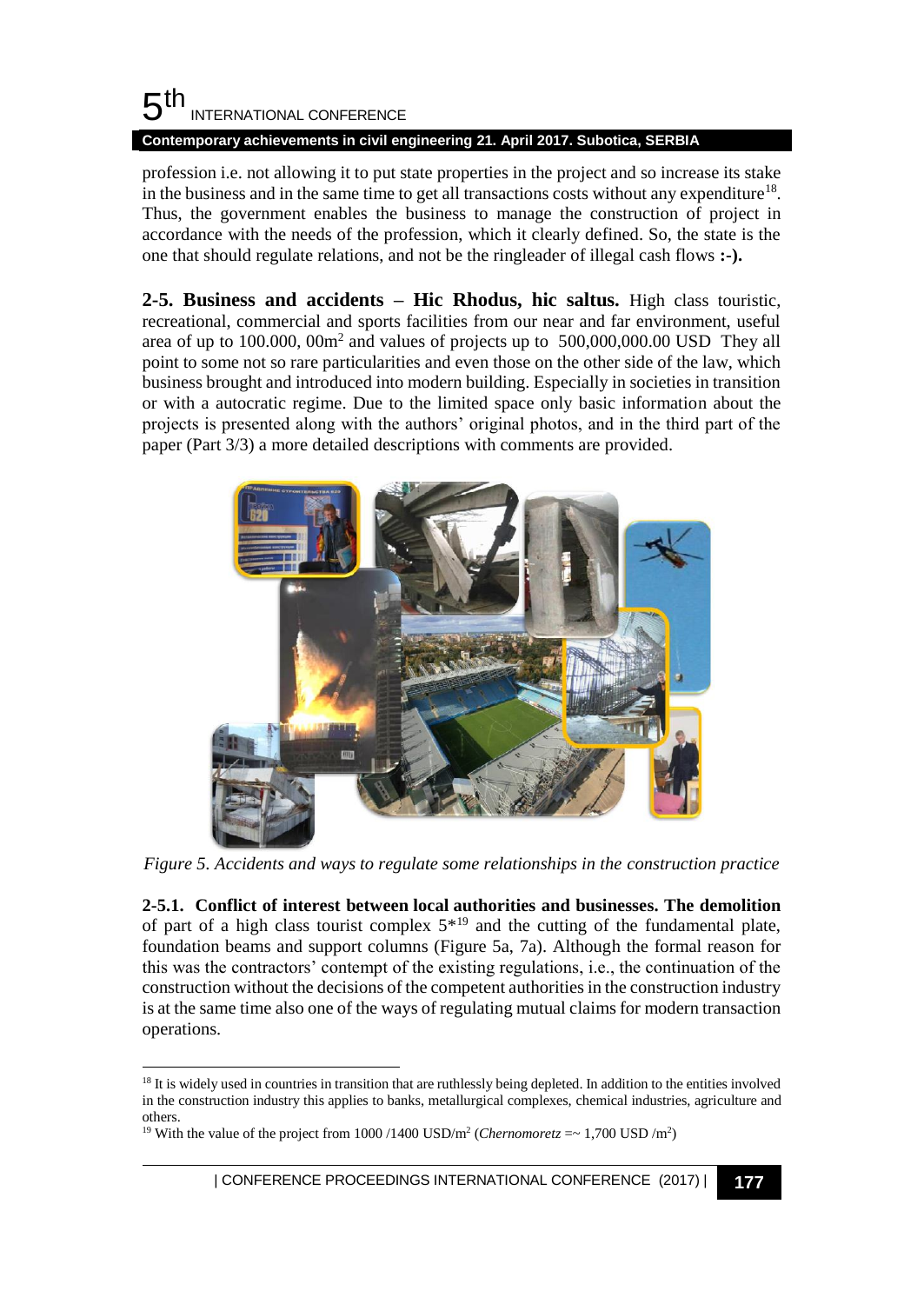profession i.e. not allowing it to put state properties in the project and so increase its stake in the business and in the same time to get all transactions costs without any expenditure[18]. Thus, the government enables the business to manage the construction of project in accordance with the needs of the profession, which it clearly defined. So, the state is the one that should regulate relations, and not be the ringleader of illegal cash flows **:-).**

**2-5. Business and accidents – Hic Rhodus, hic saltus.** High class touristic, recreational, commercial and sports facilities from our near and far environment, useful area of up to 100.000, 00m$^2$ and values of projects up to 500,000,000.00 USD They all point to some not so rare particularities and even those on the other side of the law, which business brought and introduced into modern building. Especially in societies in transition or with a autocratic regime. Due to the limited space only basic information about the projects is presented along with the authors' original photos, and in the third part of the paper (Part 3/3) a more detailed descriptions with comments are provided.

*Figure 5. Accidents and ways to regulate some relationships in the construction practice*

**2-5.1. Conflict of interest between local authorities and businesses. The demolition** of part of a high class tourist complex 5*[19] and the cutting of the fundamental plate, foundation beams and support columns (Figure 5a, 7a). Although the formal reason for this was the contractors' contempt of the existing regulations, i.e., the continuation of the construction without the decisions of the competent authorities in the construction industry is at the same time also one of the ways of regulating mutual claims for modern transaction operations.

---

[18] It is widely used in countries in transition that are ruthlessly being depleted. In addition to the entities involved in the construction industry this applies to banks, metallurgical complexes, chemical industries, agriculture and others.

[19] With the value of the project from 1000 /1400 USD/m$^2$ (*Chernomoretz* =~ 1,700 USD /m$^2$)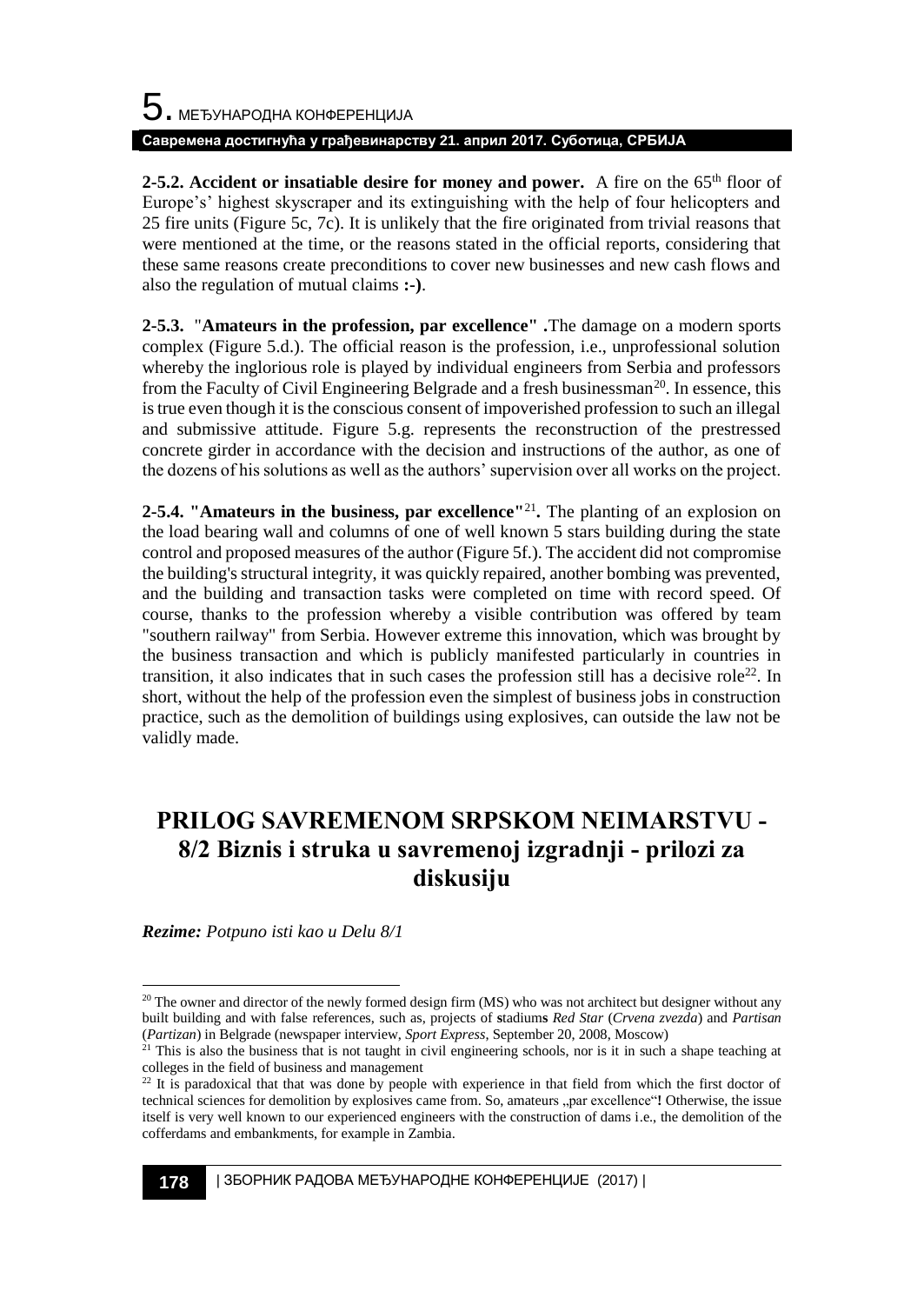**2-5.2. Accident or insatiable desire for money and power.** A fire on the 65th floor of Europe's' highest skyscraper and its extinguishing with the help of four helicopters and 25 fire units (Figure 5c, 7c). It is unlikely that the fire originated from trivial reasons that were mentioned at the time, or the reasons stated in the official reports, considering that these same reasons create preconditions to cover new businesses and new cash flows and also the regulation of mutual claims **:-)**.

**2-5.3.** "**Amateurs in the profession, par excellence" .**The damage on a modern sports complex (Figure 5.d.). The official reason is the profession, i.e., unprofessional solution whereby the inglorious role is played by individual engineers from Serbia and professors from the Faculty of Civil Engineering Belgrade and a fresh businessman[20]. In essence, this is true even though it is the conscious consent of impoverished profession to such an illegal and submissive attitude. Figure 5.g. represents the reconstruction of the prestressed concrete girder in accordance with the decision and instructions of the author, as one of the dozens of his solutions as well as the authors' supervision over all works on the project.

**2-5.4. "Amateurs in the business, par excellence"**[21]**.** The planting of an explosion on the load bearing wall and columns of one of well known 5 stars building during the state control and proposed measures of the author (Figure 5f.). The accident did not compromise the building's structural integrity, it was quickly repaired, another bombing was prevented, and the building and transaction tasks were completed on time with record speed. Of course, thanks to the profession whereby a visible contribution was offered by team "southern railway" from Serbia. However extreme this innovation, which was brought by the business transaction and which is publicly manifested particularly in countries in transition, it also indicates that in such cases the profession still has a decisive role[22]. In short, without the help of the profession even the simplest of business jobs in construction practice, such as the demolition of buildings using explosives, can outside the law not be validly made.

# PRILOG SAVREMENOM SRPSKOM NEIMARSTVU - 8/2 Biznis i struka u savremenoj izgradnji - prilozi za diskusiju

***Rezime:*** *Potpuno isti kao u Delu 8/1*

---

[20] The owner and director of the newly formed design firm (MS) who was not architect but designer without any built building and with false references, such as, projects of **s**tadium**s** *Red Star* (*Crvena zvezda*) and *Partisan* (*Partizan*) in Belgrade (newspaper interview, *Sport Express*, September 20, 2008, Moscow)

[21] This is also the business that is not taught in civil engineering schools, nor is it in such a shape teaching at colleges in the field of business and management

[22] It is paradoxical that that was done by people with experience in that field from which the first doctor of technical sciences for demolition by explosives came from. So, amateurs „par excellence"**!** Otherwise, the issue itself is very well known to our experienced engineers with the construction of dams i.e., the demolition of the cofferdams and embankments, for example in Zambia.